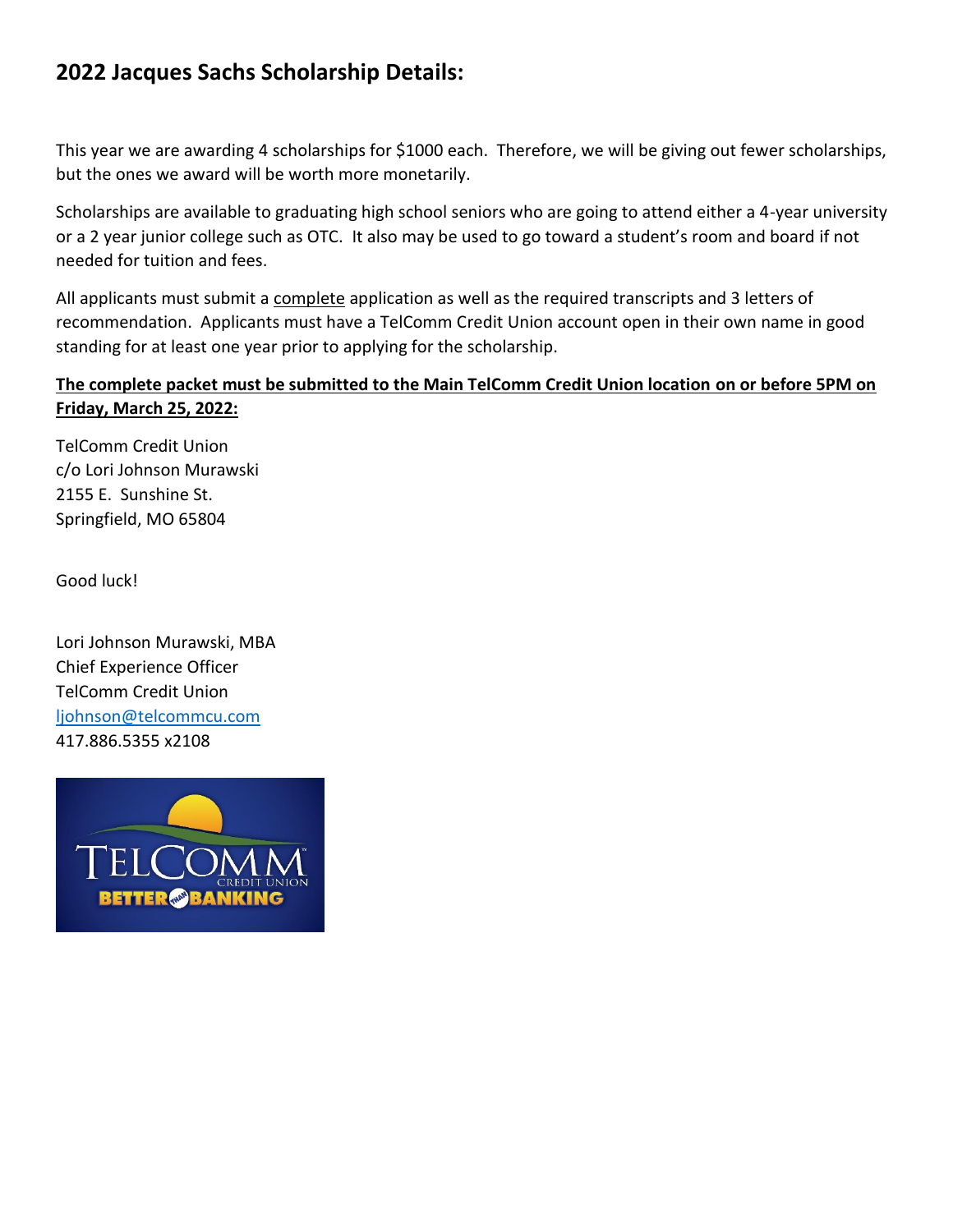# 2022 Jacques Sachs Scholarship Details:

This year we are awarding 4 scholarships for $1000 each. Therefore, we will be giving out fewer scholarships, but the ones we award will be worth more monetarily.

Scholarships are available to graduating high school seniors who are going to attend either a 4-year university or a 2 year junior college such as OTC. It also may be used to go toward a student's room and board if not needed for tuition and fees.

All applicants must submit a complete application as well as the required transcripts and 3 letters of recommendation. Applicants must have a TelComm Credit Union account open in their own name in good standing for at least one year prior to applying for the scholarship.

**The complete packet must be submitted to the Main TelComm Credit Union location on or before 5PM on Friday, March 25, 2022:**

TelComm Credit Union
c/o Lori Johnson Murawski
2155 E. Sunshine St.
Springfield, MO 65804

Good luck!

Lori Johnson Murawski, MBA
Chief Experience Officer
TelComm Credit Union
ljohnson@telcommcu.com
417.886.5355 x2108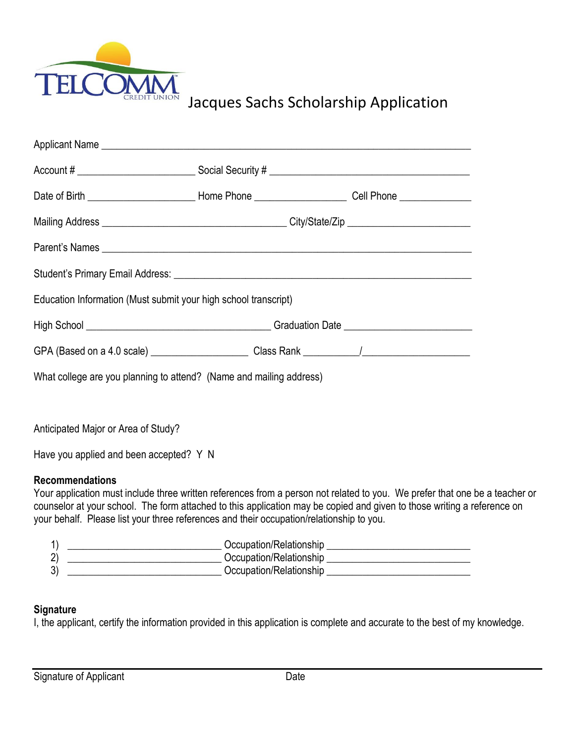# Jacques Sachs Scholarship Application

Applicant Name ___________________________________________________________________

Account # ______________________ Social Security # _____________________________________

Date of Birth ____________________ Home Phone _________________ Cell Phone _____________

Mailing Address __________________________________ City/State/Zip _______________________

Parent's Names ___________________________________________________________________

Student's Primary Email Address: _______________________________________________________

Education Information (Must submit your high school transcript)

High School __________________________________ Graduation Date _______________________

GPA (Based on a 4.0 scale) __________________ Class Rank __________/____________________

What college are you planning to attend? (Name and mailing address)

Anticipated Major or Area of Study?

Have you applied and been accepted? Y N

**Recommendations**

Your application must include three written references from a person not related to you. We prefer that one be a teacher or counselor at your school. The form attached to this application may be copied and given to those writing a reference on your behalf. Please list your three references and their occupation/relationship to you.

1) _____________________________ Occupation/Relationship ___________________________
2) _____________________________ Occupation/Relationship ___________________________
3) _____________________________ Occupation/Relationship ___________________________

**Signature**

I, the applicant, certify the information provided in this application is complete and accurate to the best of my knowledge.

_____________________________________________________________________________

Signature of Applicant Date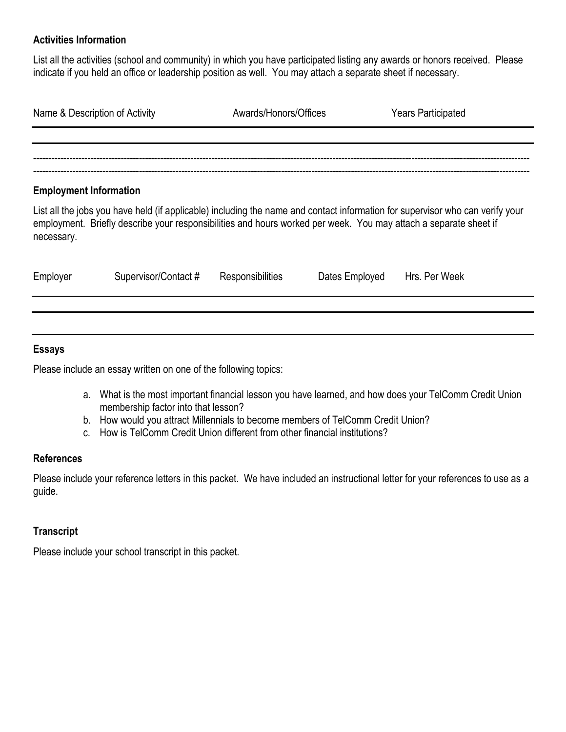### Activities Information

List all the activities (school and community) in which you have participated listing any awards or honors received. Please indicate if you held an office or leadership position as well. You may attach a separate sheet if necessary.

| Name & Description of Activity | Awards/Honors/Offices | Years Participated |
| --- | --- | --- |
| | | |
| | | |

### Employment Information

List all the jobs you have held (if applicable) including the name and contact information for supervisor who can verify your employment. Briefly describe your responsibilities and hours worked per week. You may attach a separate sheet if necessary.

| Employer | Supervisor/Contact # | Responsibilities | Dates Employed | Hrs. Per Week |
| --- | --- | --- | --- | --- |
| | | | | |
| | | | | |

### Essays

Please include an essay written on one of the following topics:

a. What is the most important financial lesson you have learned, and how does your TelComm Credit Union membership factor into that lesson?
b. How would you attract Millennials to become members of TelComm Credit Union?
c. How is TelComm Credit Union different from other financial institutions?

### References

Please include your reference letters in this packet. We have included an instructional letter for your references to use as a guide.

### Transcript

Please include your school transcript in this packet.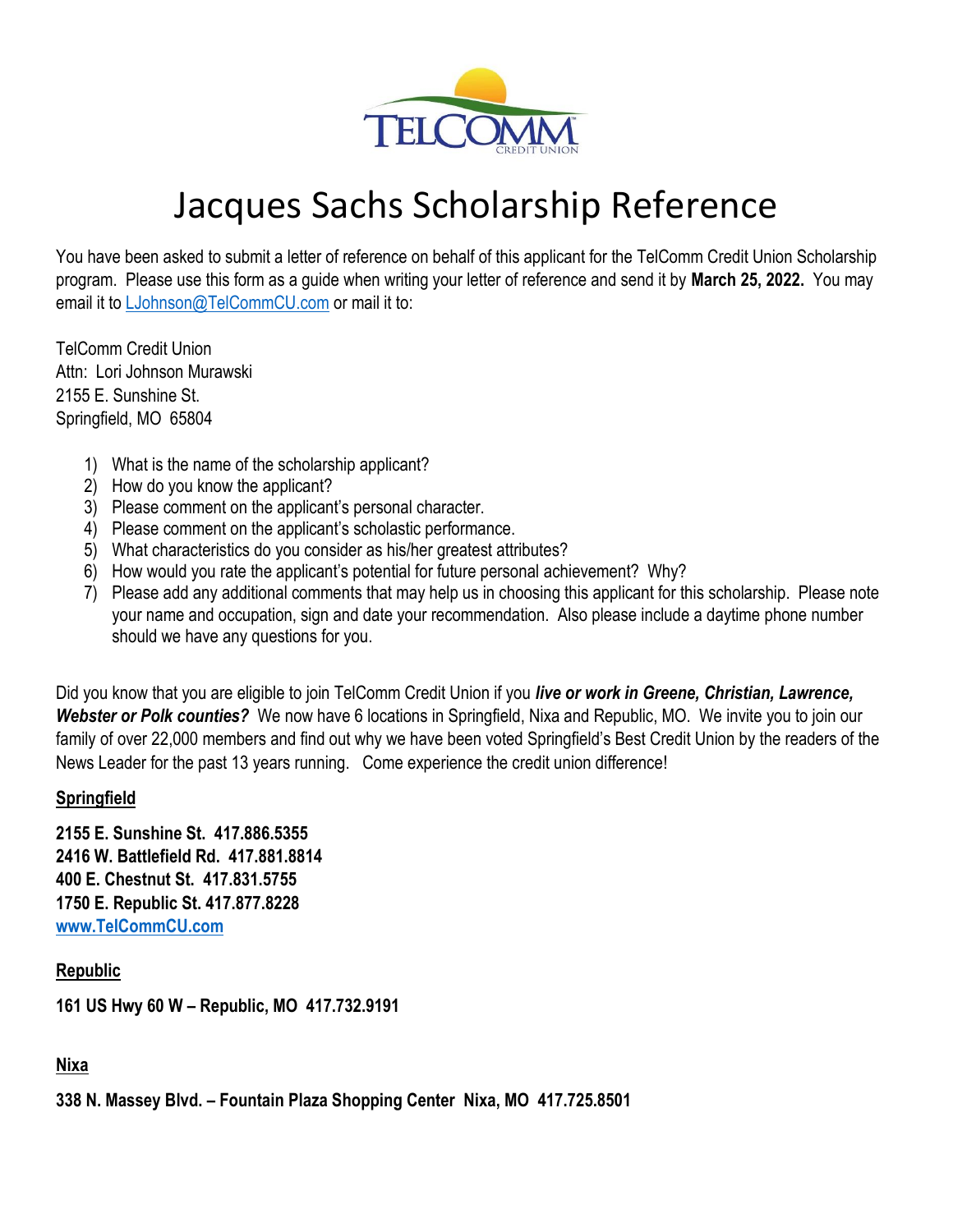# Jacques Sachs Scholarship Reference

You have been asked to submit a letter of reference on behalf of this applicant for the TelComm Credit Union Scholarship program. Please use this form as a guide when writing your letter of reference and send it by **March 25, 2022.** You may email it to LJohnson@TelCommCU.com or mail it to:

TelComm Credit Union
Attn: Lori Johnson Murawski
2155 E. Sunshine St.
Springfield, MO 65804

1) What is the name of the scholarship applicant?
2) How do you know the applicant?
3) Please comment on the applicant's personal character.
4) Please comment on the applicant's scholastic performance.
5) What characteristics do you consider as his/her greatest attributes?
6) How would you rate the applicant's potential for future personal achievement? Why?
7) Please add any additional comments that may help us in choosing this applicant for this scholarship. Please note your name and occupation, sign and date your recommendation. Also please include a daytime phone number should we have any questions for you.

Did you know that you are eligible to join TelComm Credit Union if you ***live or work in Greene, Christian, Lawrence, Webster or Polk counties?*** We now have 6 locations in Springfield, Nixa and Republic, MO. We invite you to join our family of over 22,000 members and find out why we have been voted Springfield's Best Credit Union by the readers of the News Leader for the past 13 years running. Come experience the credit union difference!

**Springfield**

**2155 E. Sunshine St. 417.886.5355**
**2416 W. Battlefield Rd. 417.881.8814**
**400 E. Chestnut St. 417.831.5755**
**1750 E. Republic St. 417.877.8228**
**www.TelCommCU.com**

**Republic**

**161 US Hwy 60 W – Republic, MO 417.732.9191**

**Nixa**

**338 N. Massey Blvd. – Fountain Plaza Shopping Center Nixa, MO 417.725.8501**